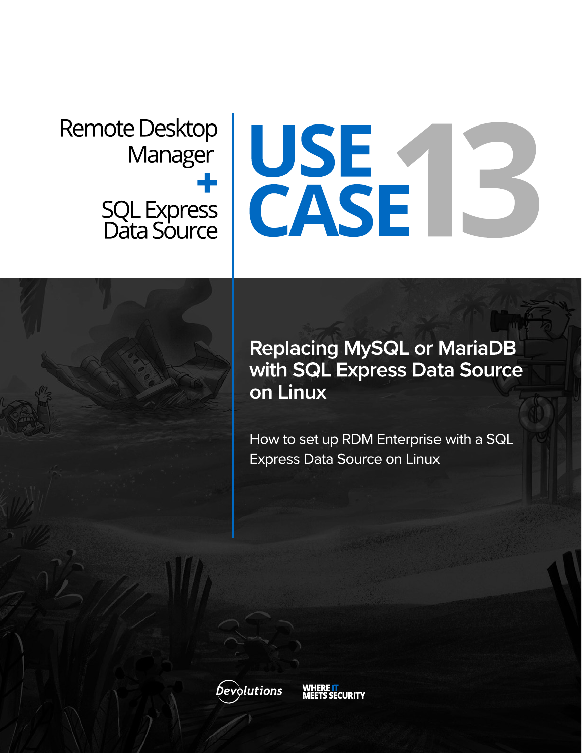Remote Desktop Manager
+
SQL Express Data Source

# USE CASE 13

## Replacing MySQL or MariaDB with SQL Express Data Source on Linux

How to set up RDM Enterprise with a SQL Express Data Source on Linux

Devolutions | WHERE IT MEETS SECURITY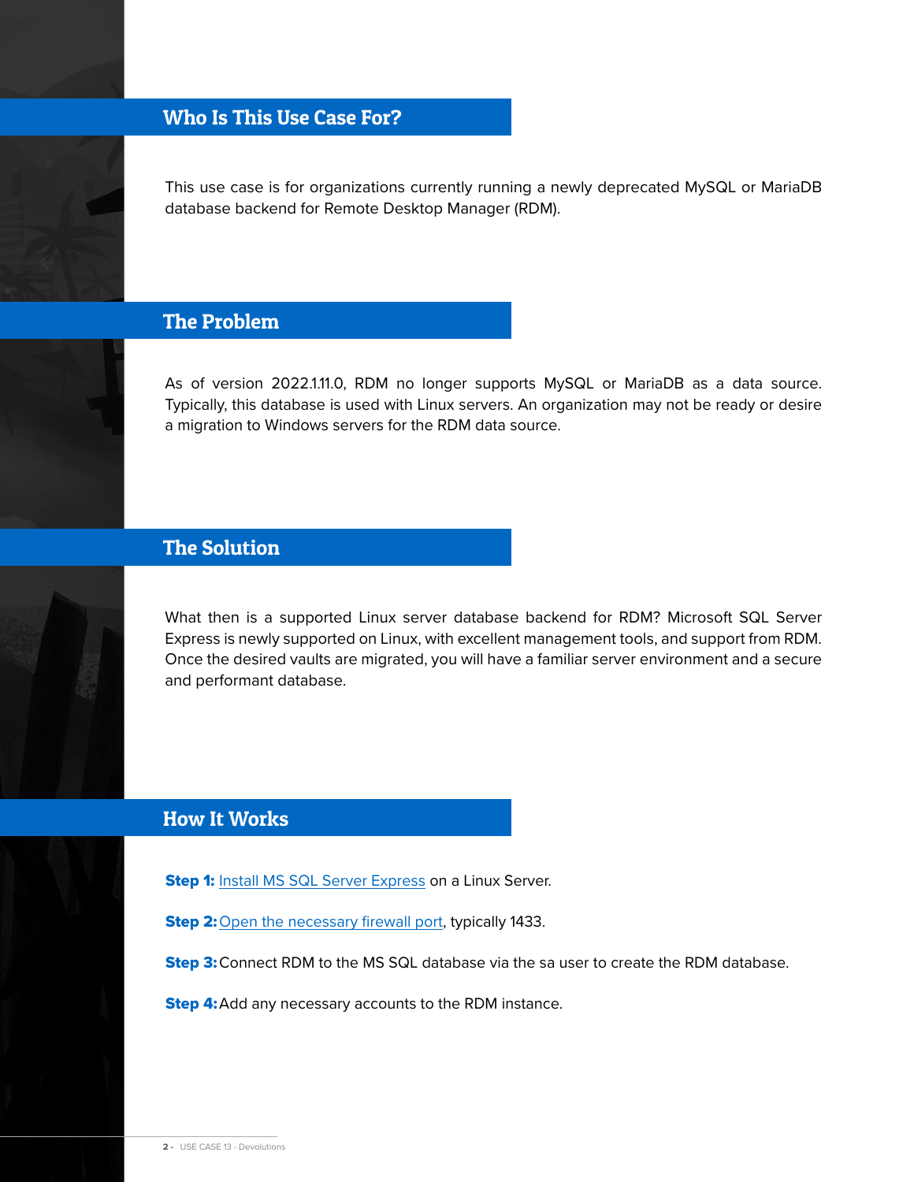## Who Is This Use Case For?

This use case is for organizations currently running a newly deprecated MySQL or MariaDB database backend for Remote Desktop Manager (RDM).

## The Problem

As of version 2022.1.11.0, RDM no longer supports MySQL or MariaDB as a data source. Typically, this database is used with Linux servers. An organization may not be ready or desire a migration to Windows servers for the RDM data source.

## The Solution

What then is a supported Linux server database backend for RDM? Microsoft SQL Server Express is newly supported on Linux, with excellent management tools, and support from RDM. Once the desired vaults are migrated, you will have a familiar server environment and a secure and performant database.

## How It Works

**Step 1:** Install MS SQL Server Express on a Linux Server.

**Step 2:** Open the necessary firewall port, typically 1433.

**Step 3:** Connect RDM to the MS SQL database via the sa user to create the RDM database.

**Step 4:** Add any necessary accounts to the RDM instance.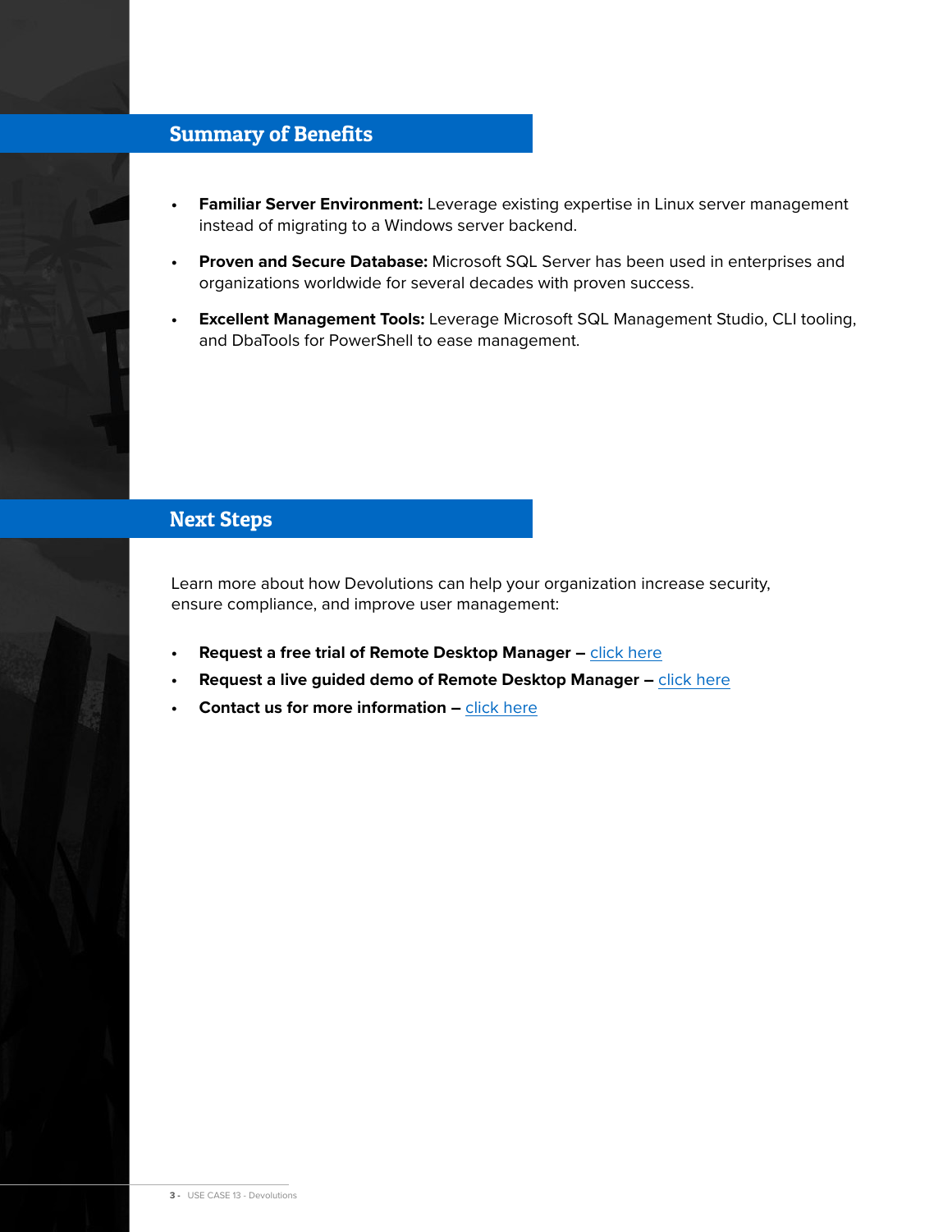## Summary of Benefits

- **Familiar Server Environment:** Leverage existing expertise in Linux server management instead of migrating to a Windows server backend.
- **Proven and Secure Database:** Microsoft SQL Server has been used in enterprises and organizations worldwide for several decades with proven success.
- **Excellent Management Tools:** Leverage Microsoft SQL Management Studio, CLI tooling, and DbaTools for PowerShell to ease management.

## Next Steps

Learn more about how Devolutions can help your organization increase security, ensure compliance, and improve user management:

- **Request a free trial of Remote Desktop Manager –** click here
- **Request a live guided demo of Remote Desktop Manager –** click here
- **Contact us for more information –** click here